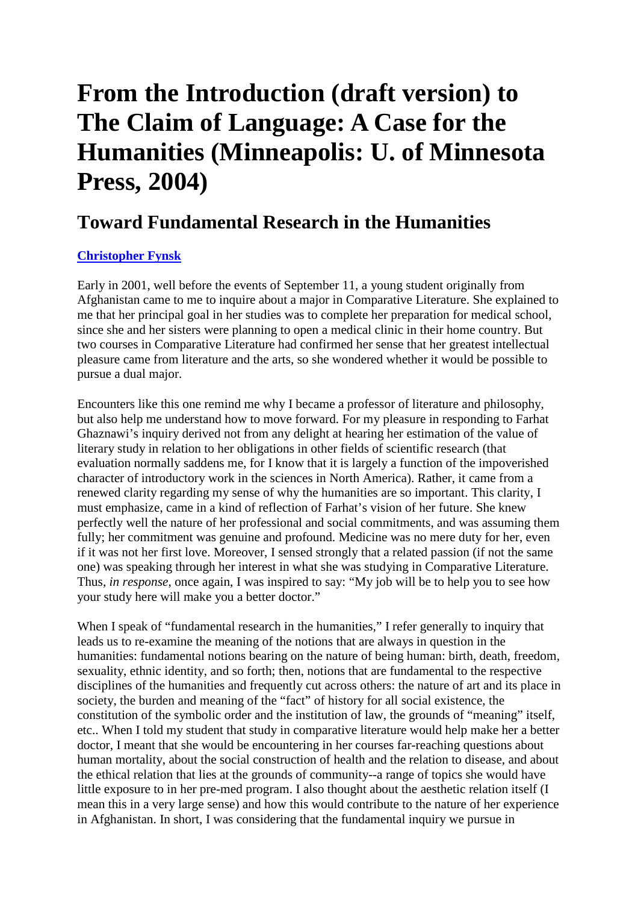# From the Introduction (draft version) to The Claim of Language: A Case for the Humanities (Minneapolis: U. of Minnesota Press, 2004)

## Toward Fundamental Research in the Humanities

**Christopher Fynsk**

Early in 2001, well before the events of September 11, a young student originally from Afghanistan came to me to inquire about a major in Comparative Literature. She explained to me that her principal goal in her studies was to complete her preparation for medical school, since she and her sisters were planning to open a medical clinic in their home country. But two courses in Comparative Literature had confirmed her sense that her greatest intellectual pleasure came from literature and the arts, so she wondered whether it would be possible to pursue a dual major.

Encounters like this one remind me why I became a professor of literature and philosophy, but also help me understand how to move forward. For my pleasure in responding to Farhat Ghaznawi's inquiry derived not from any delight at hearing her estimation of the value of literary study in relation to her obligations in other fields of scientific research (that evaluation normally saddens me, for I know that it is largely a function of the impoverished character of introductory work in the sciences in North America). Rather, it came from a renewed clarity regarding my sense of why the humanities are so important. This clarity, I must emphasize, came in a kind of reflection of Farhat's vision of her future. She knew perfectly well the nature of her professional and social commitments, and was assuming them fully; her commitment was genuine and profound. Medicine was no mere duty for her, even if it was not her first love. Moreover, I sensed strongly that a related passion (if not the same one) was speaking through her interest in what she was studying in Comparative Literature. Thus, *in response*, once again, I was inspired to say: "My job will be to help you to see how your study here will make you a better doctor."

When I speak of "fundamental research in the humanities," I refer generally to inquiry that leads us to re-examine the meaning of the notions that are always in question in the humanities: fundamental notions bearing on the nature of being human: birth, death, freedom, sexuality, ethnic identity, and so forth; then, notions that are fundamental to the respective disciplines of the humanities and frequently cut across others: the nature of art and its place in society, the burden and meaning of the "fact" of history for all social existence, the constitution of the symbolic order and the institution of law, the grounds of "meaning" itself, etc.. When I told my student that study in comparative literature would help make her a better doctor, I meant that she would be encountering in her courses far-reaching questions about human mortality, about the social construction of health and the relation to disease, and about the ethical relation that lies at the grounds of community--a range of topics she would have little exposure to in her pre-med program. I also thought about the aesthetic relation itself (I mean this in a very large sense) and how this would contribute to the nature of her experience in Afghanistan. In short, I was considering that the fundamental inquiry we pursue in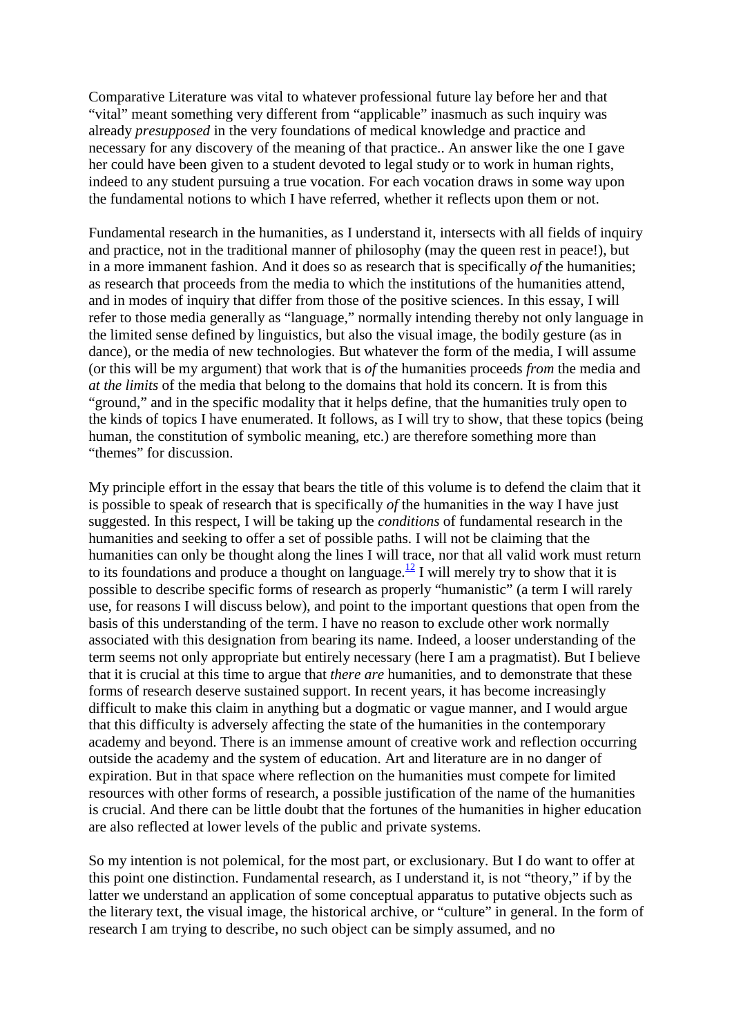Comparative Literature was vital to whatever professional future lay before her and that "vital" meant something very different from "applicable" inasmuch as such inquiry was already *presupposed* in the very foundations of medical knowledge and practice and necessary for any discovery of the meaning of that practice.. An answer like the one I gave her could have been given to a student devoted to legal study or to work in human rights, indeed to any student pursuing a true vocation. For each vocation draws in some way upon the fundamental notions to which I have referred, whether it reflects upon them or not.

Fundamental research in the humanities, as I understand it, intersects with all fields of inquiry and practice, not in the traditional manner of philosophy (may the queen rest in peace!), but in a more immanent fashion. And it does so as research that is specifically *of* the humanities; as research that proceeds from the media to which the institutions of the humanities attend, and in modes of inquiry that differ from those of the positive sciences. In this essay, I will refer to those media generally as "language," normally intending thereby not only language in the limited sense defined by linguistics, but also the visual image, the bodily gesture (as in dance), or the media of new technologies. But whatever the form of the media, I will assume (or this will be my argument) that work that is *of* the humanities proceeds *from* the media and *at the limits* of the media that belong to the domains that hold its concern. It is from this "ground," and in the specific modality that it helps define, that the humanities truly open to the kinds of topics I have enumerated. It follows, as I will try to show, that these topics (being human, the constitution of symbolic meaning, etc.) are therefore something more than "themes" for discussion.

My principle effort in the essay that bears the title of this volume is to defend the claim that it is possible to speak of research that is specifically *of* the humanities in the way I have just suggested. In this respect, I will be taking up the *conditions* of fundamental research in the humanities and seeking to offer a set of possible paths. I will not be claiming that the humanities can only be thought along the lines I will trace, nor that all valid work must return to its foundations and produce a thought on language.[12] I will merely try to show that it is possible to describe specific forms of research as properly "humanistic" (a term I will rarely use, for reasons I will discuss below), and point to the important questions that open from the basis of this understanding of the term. I have no reason to exclude other work normally associated with this designation from bearing its name. Indeed, a looser understanding of the term seems not only appropriate but entirely necessary (here I am a pragmatist). But I believe that it is crucial at this time to argue that *there are* humanities, and to demonstrate that these forms of research deserve sustained support. In recent years, it has become increasingly difficult to make this claim in anything but a dogmatic or vague manner, and I would argue that this difficulty is adversely affecting the state of the humanities in the contemporary academy and beyond. There is an immense amount of creative work and reflection occurring outside the academy and the system of education. Art and literature are in no danger of expiration. But in that space where reflection on the humanities must compete for limited resources with other forms of research, a possible justification of the name of the humanities is crucial. And there can be little doubt that the fortunes of the humanities in higher education are also reflected at lower levels of the public and private systems.

So my intention is not polemical, for the most part, or exclusionary. But I do want to offer at this point one distinction. Fundamental research, as I understand it, is not "theory," if by the latter we understand an application of some conceptual apparatus to putative objects such as the literary text, the visual image, the historical archive, or "culture" in general. In the form of research I am trying to describe, no such object can be simply assumed, and no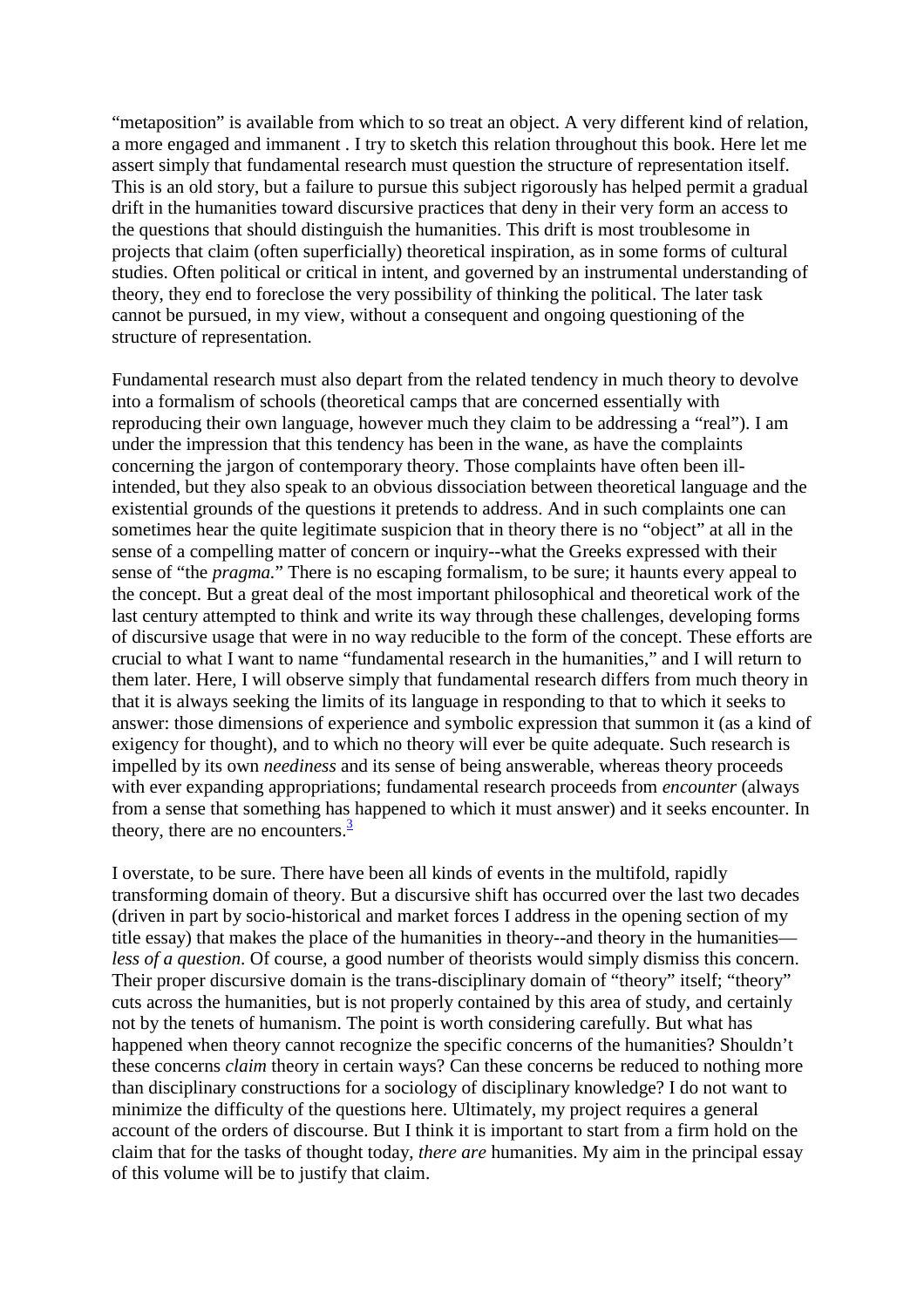“metaposition” is available from which to so treat an object. A very different kind of relation, a more engaged and immanent . I try to sketch this relation throughout this book. Here let me assert simply that fundamental research must question the structure of representation itself. This is an old story, but a failure to pursue this subject rigorously has helped permit a gradual drift in the humanities toward discursive practices that deny in their very form an access to the questions that should distinguish the humanities. This drift is most troublesome in projects that claim (often superficially) theoretical inspiration, as in some forms of cultural studies. Often political or critical in intent, and governed by an instrumental understanding of theory, they end to foreclose the very possibility of thinking the political. The later task cannot be pursued, in my view, without a consequent and ongoing questioning of the structure of representation.

Fundamental research must also depart from the related tendency in much theory to devolve into a formalism of schools (theoretical camps that are concerned essentially with reproducing their own language, however much they claim to be addressing a “real”). I am under the impression that this tendency has been in the wane, as have the complaints concerning the jargon of contemporary theory. Those complaints have often been ill-intended, but they also speak to an obvious dissociation between theoretical language and the existential grounds of the questions it pretends to address. And in such complaints one can sometimes hear the quite legitimate suspicion that in theory there is no “object” at all in the sense of a compelling matter of concern or inquiry--what the Greeks expressed with their sense of “the *pragma*.” There is no escaping formalism, to be sure; it haunts every appeal to the concept. But a great deal of the most important philosophical and theoretical work of the last century attempted to think and write its way through these challenges, developing forms of discursive usage that were in no way reducible to the form of the concept. These efforts are crucial to what I want to name “fundamental research in the humanities,” and I will return to them later. Here, I will observe simply that fundamental research differs from much theory in that it is always seeking the limits of its language in responding to that to which it seeks to answer: those dimensions of experience and symbolic expression that summon it (as a kind of exigency for thought), and to which no theory will ever be quite adequate. Such research is impelled by its own *neediness* and its sense of being answerable, whereas theory proceeds with ever expanding appropriations; fundamental research proceeds from *encounter* (always from a sense that something has happened to which it must answer) and it seeks encounter. In theory, there are no encounters.[3]

I overstate, to be sure. There have been all kinds of events in the multifold, rapidly transforming domain of theory. But a discursive shift has occurred over the last two decades (driven in part by socio-historical and market forces I address in the opening section of my title essay) that makes the place of the humanities in theory--and theory in the humanities—*less of a question*. Of course, a good number of theorists would simply dismiss this concern. Their proper discursive domain is the trans-disciplinary domain of “theory” itself; “theory” cuts across the humanities, but is not properly contained by this area of study, and certainly not by the tenets of humanism. The point is worth considering carefully. But what has happened when theory cannot recognize the specific concerns of the humanities? Shouldn’t these concerns *claim* theory in certain ways? Can these concerns be reduced to nothing more than disciplinary constructions for a sociology of disciplinary knowledge? I do not want to minimize the difficulty of the questions here. Ultimately, my project requires a general account of the orders of discourse. But I think it is important to start from a firm hold on the claim that for the tasks of thought today, *there are* humanities. My aim in the principal essay of this volume will be to justify that claim.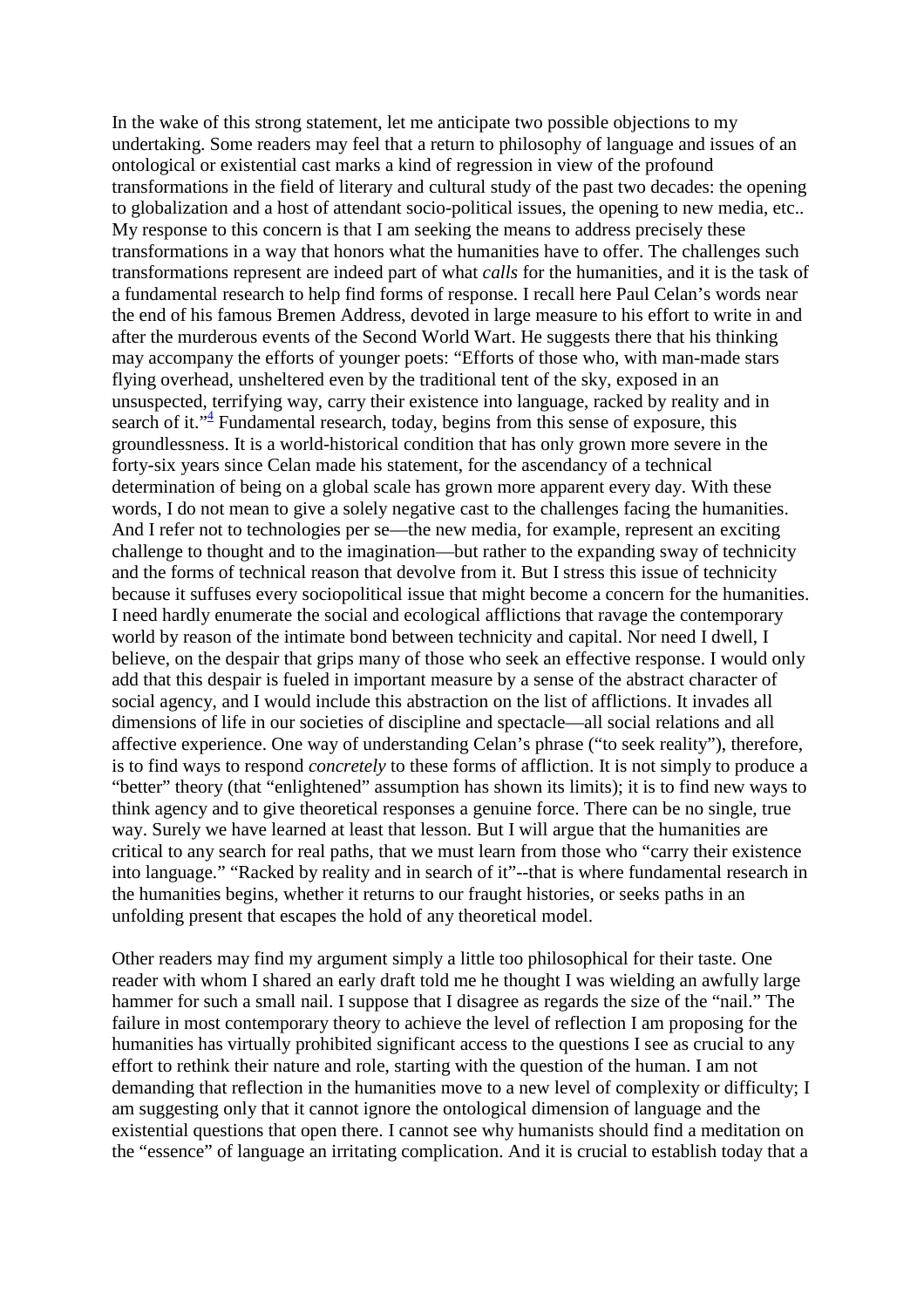In the wake of this strong statement, let me anticipate two possible objections to my undertaking. Some readers may feel that a return to philosophy of language and issues of an ontological or existential cast marks a kind of regression in view of the profound transformations in the field of literary and cultural study of the past two decades: the opening to globalization and a host of attendant socio-political issues, the opening to new media, etc.. My response to this concern is that I am seeking the means to address precisely these transformations in a way that honors what the humanities have to offer. The challenges such transformations represent are indeed part of what *calls* for the humanities, and it is the task of a fundamental research to help find forms of response. I recall here Paul Celan's words near the end of his famous Bremen Address, devoted in large measure to his effort to write in and after the murderous events of the Second World Wart. He suggests there that his thinking may accompany the efforts of younger poets: "Efforts of those who, with man-made stars flying overhead, unsheltered even by the traditional tent of the sky, exposed in an unsuspected, terrifying way, carry their existence into language, racked by reality and in search of it."[4] Fundamental research, today, begins from this sense of exposure, this groundlessness. It is a world-historical condition that has only grown more severe in the forty-six years since Celan made his statement, for the ascendancy of a technical determination of being on a global scale has grown more apparent every day. With these words, I do not mean to give a solely negative cast to the challenges facing the humanities. And I refer not to technologies per se—the new media, for example, represent an exciting challenge to thought and to the imagination—but rather to the expanding sway of technicity and the forms of technical reason that devolve from it. But I stress this issue of technicity because it suffuses every sociopolitical issue that might become a concern for the humanities. I need hardly enumerate the social and ecological afflictions that ravage the contemporary world by reason of the intimate bond between technicity and capital. Nor need I dwell, I believe, on the despair that grips many of those who seek an effective response. I would only add that this despair is fueled in important measure by a sense of the abstract character of social agency, and I would include this abstraction on the list of afflictions. It invades all dimensions of life in our societies of discipline and spectacle—all social relations and all affective experience. One way of understanding Celan's phrase ("to seek reality"), therefore, is to find ways to respond *concretely* to these forms of affliction. It is not simply to produce a "better" theory (that "enlightened" assumption has shown its limits); it is to find new ways to think agency and to give theoretical responses a genuine force. There can be no single, true way. Surely we have learned at least that lesson. But I will argue that the humanities are critical to any search for real paths, that we must learn from those who "carry their existence into language." "Racked by reality and in search of it"--that is where fundamental research in the humanities begins, whether it returns to our fraught histories, or seeks paths in an unfolding present that escapes the hold of any theoretical model.

Other readers may find my argument simply a little too philosophical for their taste. One reader with whom I shared an early draft told me he thought I was wielding an awfully large hammer for such a small nail. I suppose that I disagree as regards the size of the "nail." The failure in most contemporary theory to achieve the level of reflection I am proposing for the humanities has virtually prohibited significant access to the questions I see as crucial to any effort to rethink their nature and role, starting with the question of the human. I am not demanding that reflection in the humanities move to a new level of complexity or difficulty; I am suggesting only that it cannot ignore the ontological dimension of language and the existential questions that open there. I cannot see why humanists should find a meditation on the "essence" of language an irritating complication. And it is crucial to establish today that a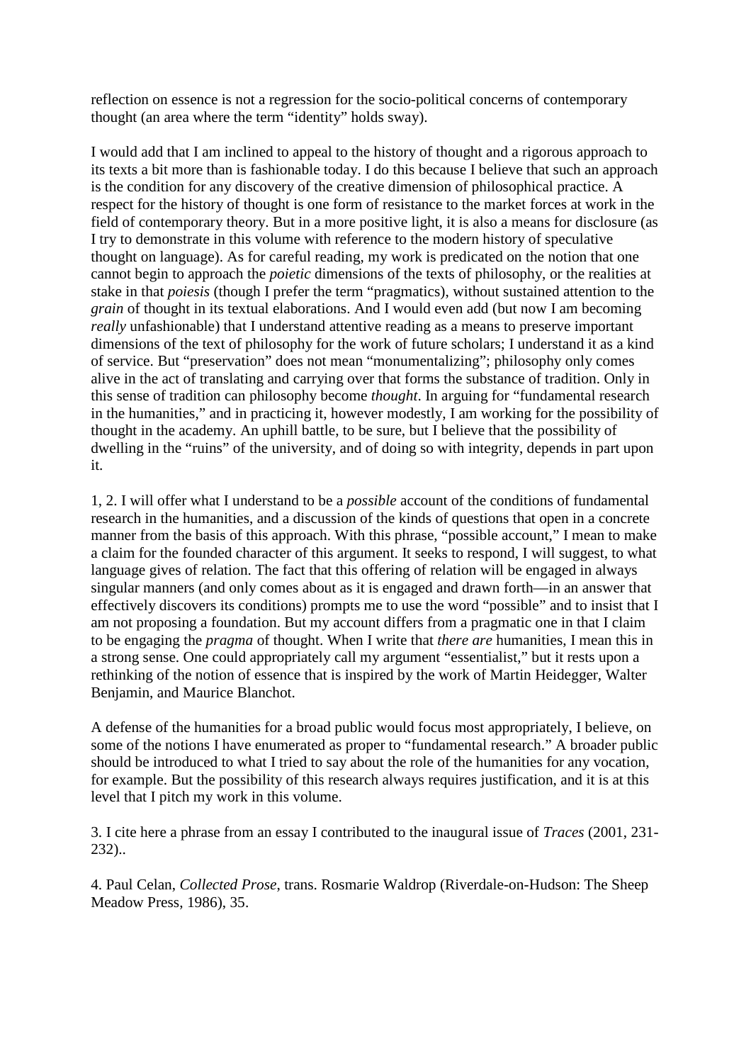reflection on essence is not a regression for the socio-political concerns of contemporary thought (an area where the term "identity" holds sway).

I would add that I am inclined to appeal to the history of thought and a rigorous approach to its texts a bit more than is fashionable today. I do this because I believe that such an approach is the condition for any discovery of the creative dimension of philosophical practice. A respect for the history of thought is one form of resistance to the market forces at work in the field of contemporary theory. But in a more positive light, it is also a means for disclosure (as I try to demonstrate in this volume with reference to the modern history of speculative thought on language). As for careful reading, my work is predicated on the notion that one cannot begin to approach the *poietic* dimensions of the texts of philosophy, or the realities at stake in that *poiesis* (though I prefer the term "pragmatics), without sustained attention to the *grain* of thought in its textual elaborations. And I would even add (but now I am becoming *really* unfashionable) that I understand attentive reading as a means to preserve important dimensions of the text of philosophy for the work of future scholars; I understand it as a kind of service. But "preservation" does not mean "monumentalizing"; philosophy only comes alive in the act of translating and carrying over that forms the substance of tradition. Only in this sense of tradition can philosophy become *thought*. In arguing for "fundamental research in the humanities," and in practicing it, however modestly, I am working for the possibility of thought in the academy. An uphill battle, to be sure, but I believe that the possibility of dwelling in the "ruins" of the university, and of doing so with integrity, depends in part upon it.

1, 2. I will offer what I understand to be a *possible* account of the conditions of fundamental research in the humanities, and a discussion of the kinds of questions that open in a concrete manner from the basis of this approach. With this phrase, "possible account," I mean to make a claim for the founded character of this argument. It seeks to respond, I will suggest, to what language gives of relation. The fact that this offering of relation will be engaged in always singular manners (and only comes about as it is engaged and drawn forth—in an answer that effectively discovers its conditions) prompts me to use the word "possible" and to insist that I am not proposing a foundation. But my account differs from a pragmatic one in that I claim to be engaging the *pragma* of thought. When I write that *there are* humanities, I mean this in a strong sense. One could appropriately call my argument "essentialist," but it rests upon a rethinking of the notion of essence that is inspired by the work of Martin Heidegger, Walter Benjamin, and Maurice Blanchot.

A defense of the humanities for a broad public would focus most appropriately, I believe, on some of the notions I have enumerated as proper to "fundamental research." A broader public should be introduced to what I tried to say about the role of the humanities for any vocation, for example. But the possibility of this research always requires justification, and it is at this level that I pitch my work in this volume.

3. I cite here a phrase from an essay I contributed to the inaugural issue of *Traces* (2001, 231-232)..

4. Paul Celan, *Collected Prose*, trans. Rosmarie Waldrop (Riverdale-on-Hudson: The Sheep Meadow Press, 1986), 35.